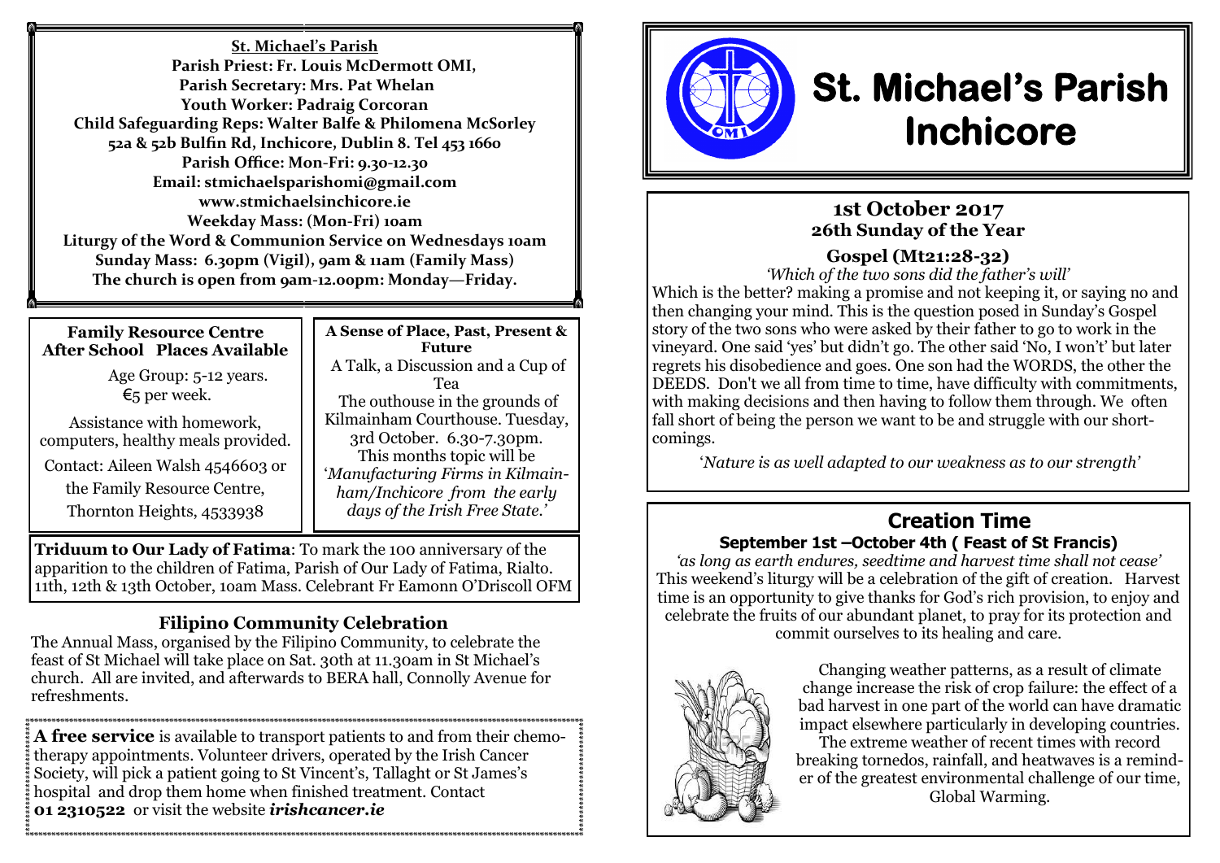**St. Michael's Parish**

**Parish Priest: Fr. Louis McDermott OMI,**
**Parish Secretary: Mrs. Pat Whelan**
**Youth Worker: Padraig Corcoran**
**Child Safeguarding Reps: Walter Balfe & Philomena McSorley**
**52a & 52b Bulfin Rd, Inchicore, Dublin 8. Tel 453 1660**
**Parish Office: Mon-Fri: 9.30-12.30**
**Email: stmichaelsparishomi@gmail.com**
**www.stmichaelsinchicore.ie**
**Weekday Mass: (Mon-Fri) 10am**
**Liturgy of the Word & Communion Service on Wednesdays 10am**
**Sunday Mass: 6.30pm (Vigil), 9am & 11am (Family Mass)**
**The church is open from 9am-12.00pm: Monday—Friday.**

### Family Resource Centre After School Places Available

Age Group: 5-12 years.
€5 per week.

Assistance with homework, computers, healthy meals provided.

Contact: Aileen Walsh 4546603 or the Family Resource Centre, Thornton Heights, 4533938

**A Sense of Place, Past, Present & Future**

A Talk, a Discussion and a Cup of Tea

The outhouse in the grounds of Kilmainham Courthouse. Tuesday, 3rd October. 6.30-7.30pm. This months topic will be '*Manufacturing Firms in Kilmainham/Inchicore from the early days of the Irish Free State.*'

**Triduum to Our Lady of Fatima**: To mark the 100 anniversary of the apparition to the children of Fatima, Parish of Our Lady of Fatima, Rialto. 11th, 12th & 13th October, 10am Mass. Celebrant Fr Eamonn O'Driscoll OFM

### Filipino Community Celebration

The Annual Mass, organised by the Filipino Community, to celebrate the feast of St Michael will take place on Sat. 30th at 11.30am in St Michael's church. All are invited, and afterwards to BERA hall, Connolly Avenue for refreshments.

**A free service** is available to transport patients to and from their chemotherapy appointments. Volunteer drivers, operated by the Irish Cancer Society, will pick a patient going to St Vincent's, Tallaght or St James's hospital and drop them home when finished treatment. Contact **01 2310522** or visit the website ***irishcancer.ie***

# St. Michael's Parish Inchicore

## 1st October 2017
## 26th Sunday of the Year

### Gospel (Mt21:28-32)

*'Which of the two sons did the father's will'*

Which is the better? making a promise and not keeping it, or saying no and then changing your mind. This is the question posed in Sunday's Gospel story of the two sons who were asked by their father to go to work in the vineyard. One said 'yes' but didn't go. The other said 'No, I won't' but later regrets his disobedience and goes. One son had the WORDS, the other the DEEDS. Don't we all from time to time, have difficulty with commitments, with making decisions and then having to follow them through. We often fall short of being the person we want to be and struggle with our shortcomings.

*'Nature is as well adapted to our weakness as to our strength'*

## Creation Time

### September 1st –October 4th ( Feast of St Francis)

*'as long as earth endures, seedtime and harvest time shall not cease'*

This weekend's liturgy will be a celebration of the gift of creation. Harvest time is an opportunity to give thanks for God's rich provision, to enjoy and celebrate the fruits of our abundant planet, to pray for its protection and commit ourselves to its healing and care.

Changing weather patterns, as a result of climate change increase the risk of crop failure: the effect of a bad harvest in one part of the world can have dramatic impact elsewhere particularly in developing countries. The extreme weather of recent times with record breaking tornedos, rainfall, and heatwaves is a reminder of the greatest environmental challenge of our time, Global Warming.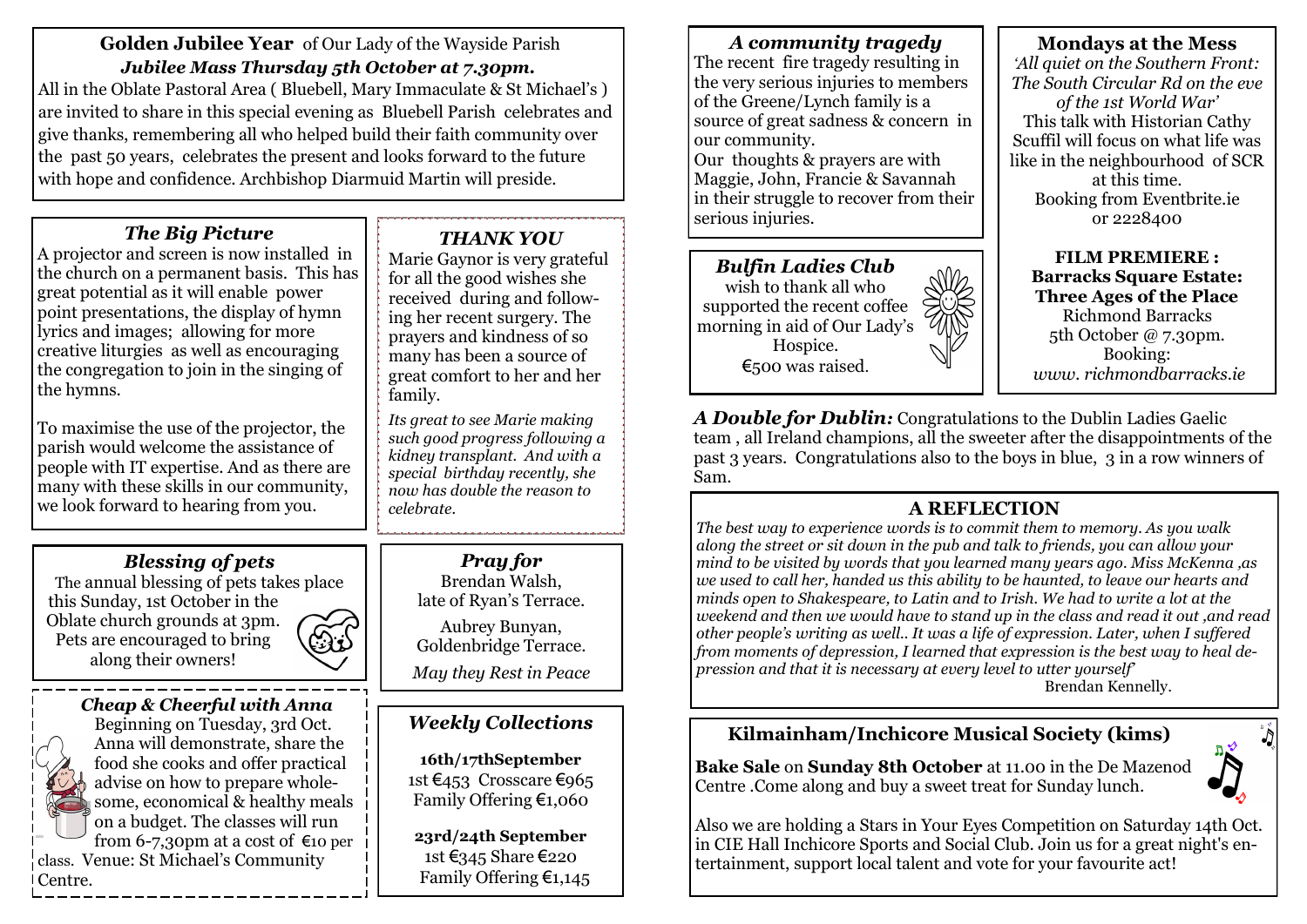## Golden Jubilee Year of Our Lady of the Wayside Parish

***Jubilee Mass Thursday 5th October at 7.30pm.***

All in the Oblate Pastoral Area ( Bluebell, Mary Immaculate & St Michael's ) are invited to share in this special evening as Bluebell Parish celebrates and give thanks, remembering all who helped build their faith community over the past 50 years, celebrates the present and looks forward to the future with hope and confidence. Archbishop Diarmuid Martin will preside.

### *The Big Picture*

A projector and screen is now installed in the church on a permanent basis. This has great potential as it will enable power point presentations, the display of hymn lyrics and images; allowing for more creative liturgies as well as encouraging the congregation to join in the singing of the hymns.

To maximise the use of the projector, the parish would welcome the assistance of people with IT expertise. And as there are many with these skills in our community, we look forward to hearing from you.

### *THANK YOU*

Marie Gaynor is very grateful for all the good wishes she received during and following her recent surgery. The prayers and kindness of so many has been a source of great comfort to her and her family.

*Its great to see Marie making such good progress following a kidney transplant. And with a special birthday recently, she now has double the reason to celebrate.*

### *Blessing of pets*

The annual blessing of pets takes place this Sunday, 1st October in the Oblate church grounds at 3pm. Pets are encouraged to bring along their owners!

### *Pray for*

Brendan Walsh, late of Ryan's Terrace.

Aubrey Bunyan, Goldenbridge Terrace.

*May they Rest in Peace*

### *Cheap & Cheerful with Anna*

Beginning on Tuesday, 3rd Oct. Anna will demonstrate, share the food she cooks and offer practical advise on how to prepare wholesome, economical & healthy meals on a budget. The classes will run from 6-7,30pm at a cost of €10 per class. Venue: St Michael's Community Centre.

### *Weekly Collections*

**16th/17thSeptember**
1st €453 Crosscare €965
Family Offering €1,060

**23rd/24th September**
1st €345 Share €220
Family Offering €1,145

### *A community tragedy*

The recent fire tragedy resulting in the very serious injuries to members of the Greene/Lynch family is a source of great sadness & concern in our community.
Our thoughts & prayers are with Maggie, John, Francie & Savannah in their struggle to recover from their serious injuries.

### *Bulfin Ladies Club*

wish to thank all who supported the recent coffee morning in aid of Our Lady's Hospice.
€500 was raised.

### Mondays at the Mess

*'All quiet on the Southern Front: The South Circular Rd on the eve of the 1st World War'*
This talk with Historian Cathy Scuffil will focus on what life was like in the neighbourhood of SCR at this time.
Booking from Eventbrite.ie or 2228400

**FILM PREMIERE : Barracks Square Estate: Three Ages of the Place**
Richmond Barracks
5th October @ 7.30pm.
Booking:
*www. richmondbarracks.ie*

***A Double for Dublin:*** Congratulations to the Dublin Ladies Gaelic team , all Ireland champions, all the sweeter after the disappointments of the past 3 years. Congratulations also to the boys in blue, 3 in a row winners of Sam.

### A REFLECTION

*The best way to experience words is to commit them to memory. As you walk along the street or sit down in the pub and talk to friends, you can allow your mind to be visited by words that you learned many years ago. Miss McKenna ,as we used to call her, handed us this ability to be haunted, to leave our hearts and minds open to Shakespeare, to Latin and to Irish. We had to write a lot at the weekend and then we would have to stand up in the class and read it out ,and read other people's writing as well.. It was a life of expression. Later, when I suffered from moments of depression, I learned that expression is the best way to heal depression and that it is necessary at every level to utter yourself'*

Brendan Kennelly.

### Kilmainham/Inchicore Musical Society (kims)

**Bake Sale** on **Sunday 8th October** at 11.00 in the De Mazenod Centre .Come along and buy a sweet treat for Sunday lunch.

Also we are holding a Stars in Your Eyes Competition on Saturday 14th Oct. in CIE Hall Inchicore Sports and Social Club. Join us for a great night's entertainment, support local talent and vote for your favourite act!